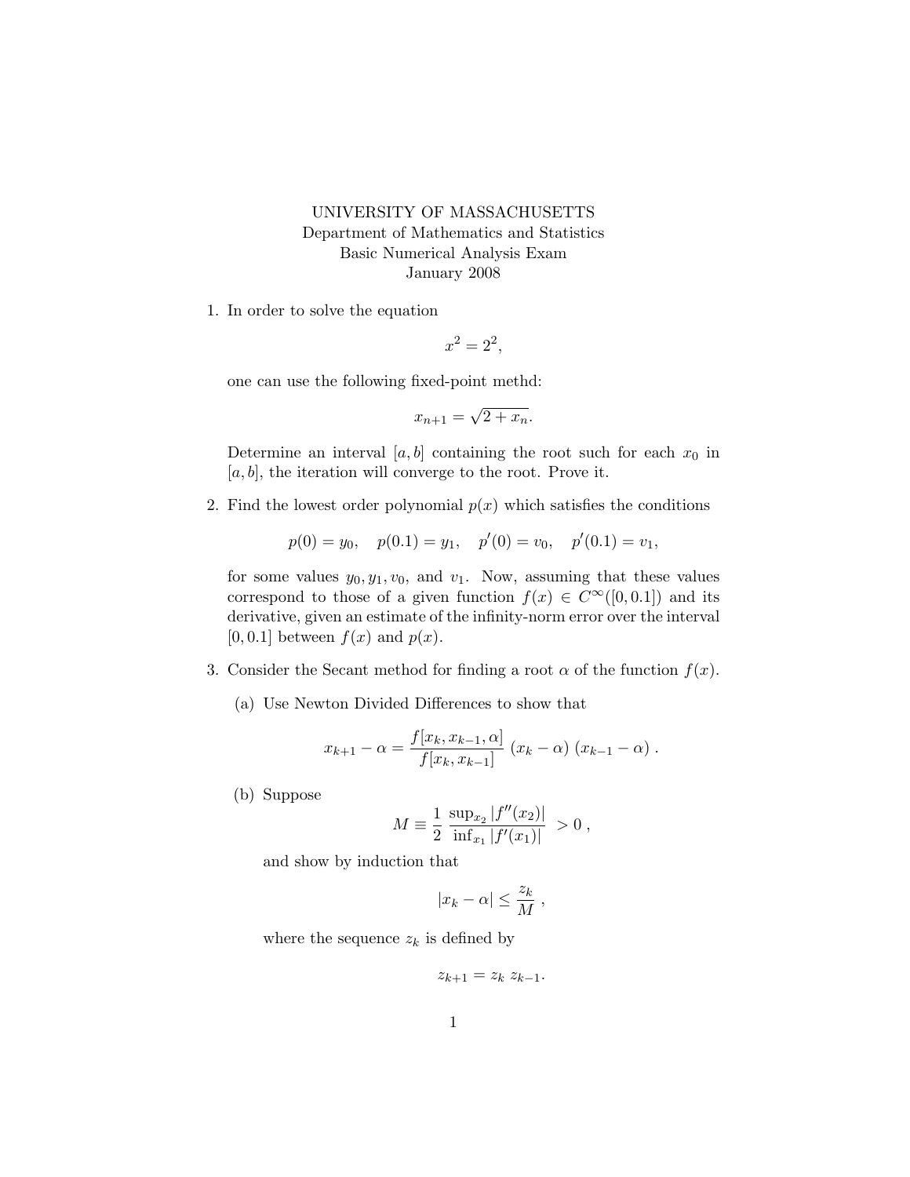UNIVERSITY OF MASSACHUSETTS
Department of Mathematics and Statistics
Basic Numerical Analysis Exam
January 2008

1. In order to solve the equation

$$x^2 = 2^2,$$

one can use the following fixed-point methd:

$$x_{n+1} = \sqrt{2 + x_n}.$$

Determine an interval $[a, b]$ containing the root such for each $x_0$ in $[a, b]$, the iteration will converge to the root. Prove it.

2. Find the lowest order polynomial $p(x)$ which satisfies the conditions

$$p(0) = y_0, \quad p(0.1) = y_1, \quad p'(0) = v_0, \quad p'(0.1) = v_1,$$

for some values $y_0, y_1, v_0$, and $v_1$. Now, assuming that these values correspond to those of a given function $f(x) \in C^\infty([0, 0.1])$ and its derivative, given an estimate of the infinity-norm error over the interval $[0, 0.1]$ between $f(x)$ and $p(x)$.

3. Consider the Secant method for finding a root $\alpha$ of the function $f(x)$.

   (a) Use Newton Divided Differences to show that

   $$x_{k+1} - \alpha = \frac{f[x_k, x_{k-1}, \alpha]}{f[x_k, x_{k-1}]} \, (x_k - \alpha) \, (x_{k-1} - \alpha) \, .$$

   (b) Suppose

   $$M \equiv \frac{1}{2} \, \frac{\sup_{x_2} |f''(x_2)|}{\inf_{x_1} |f'(x_1)|} \, > 0 \, ,$$

   and show by induction that

   $$|x_k - \alpha| \leq \frac{z_k}{M} \, ,$$

   where the sequence $z_k$ is defined by

   $$z_{k+1} = z_k \, z_{k-1}.$$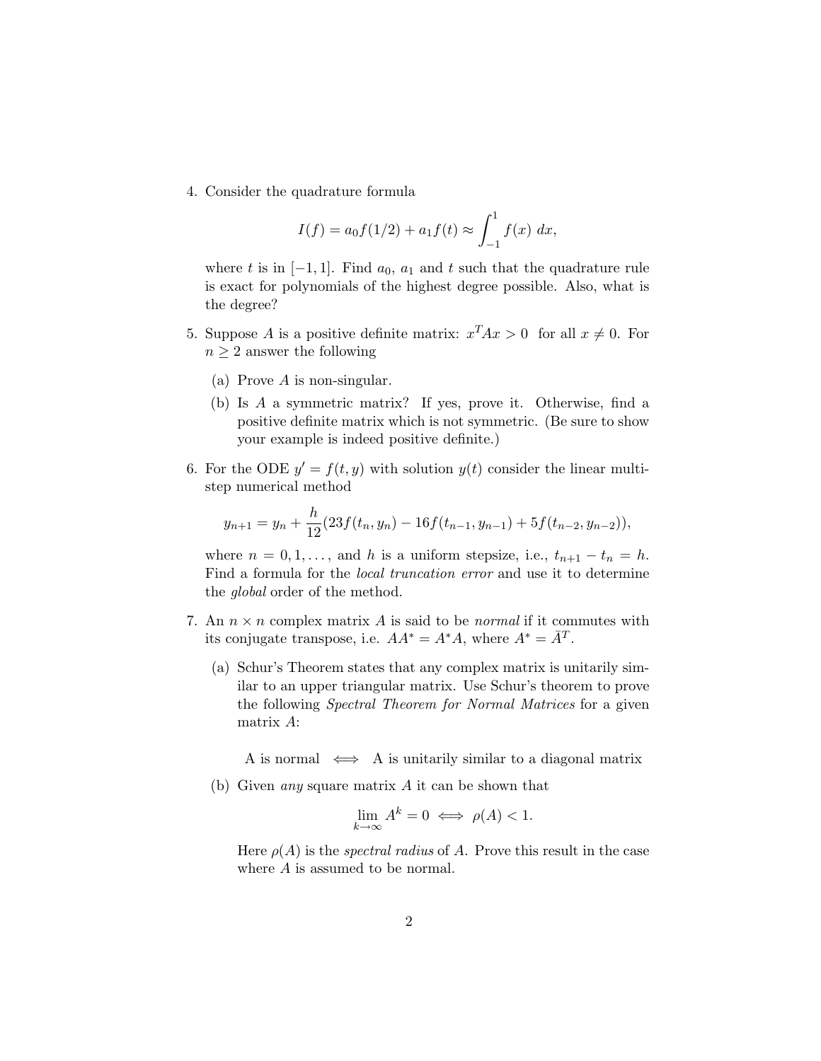4. Consider the quadrature formula

$$I(f) = a_0 f(1/2) + a_1 f(t) \approx \int_{-1}^{1} f(x)\, dx,$$

where $t$ is in $[-1, 1]$. Find $a_0$, $a_1$ and $t$ such that the quadrature rule is exact for polynomials of the highest degree possible. Also, what is the degree?

5. Suppose $A$ is a positive definite matrix: $x^T A x > 0$ for all $x \neq 0$. For $n \geq 2$ answer the following

   (a) Prove $A$ is non-singular.

   (b) Is $A$ a symmetric matrix? If yes, prove it. Otherwise, find a positive definite matrix which is not symmetric. (Be sure to show your example is indeed positive definite.)

6. For the ODE $y' = f(t, y)$ with solution $y(t)$ consider the linear multi-step numerical method

$$y_{n+1} = y_n + \frac{h}{12}(23 f(t_n, y_n) - 16 f(t_{n-1}, y_{n-1}) + 5 f(t_{n-2}, y_{n-2})),$$

where $n = 0, 1, \ldots$, and $h$ is a uniform stepsize, i.e., $t_{n+1} - t_n = h$. Find a formula for the *local truncation error* and use it to determine the *global* order of the method.

7. An $n \times n$ complex matrix $A$ is said to be *normal* if it commutes with its conjugate transpose, i.e. $AA^* = A^*A$, where $A^* = \bar{A}^T$.

   (a) Schur's Theorem states that any complex matrix is unitarily similar to an upper triangular matrix. Use Schur's theorem to prove the following *Spectral Theorem for Normal Matrices* for a given matrix $A$:

   A is normal $\iff$ A is unitarily similar to a diagonal matrix

   (b) Given *any* square matrix $A$ it can be shown that

$$\lim_{k \to \infty} A^k = 0 \iff \rho(A) < 1.$$

   Here $\rho(A)$ is the *spectral radius* of $A$. Prove this result in the case where $A$ is assumed to be normal.